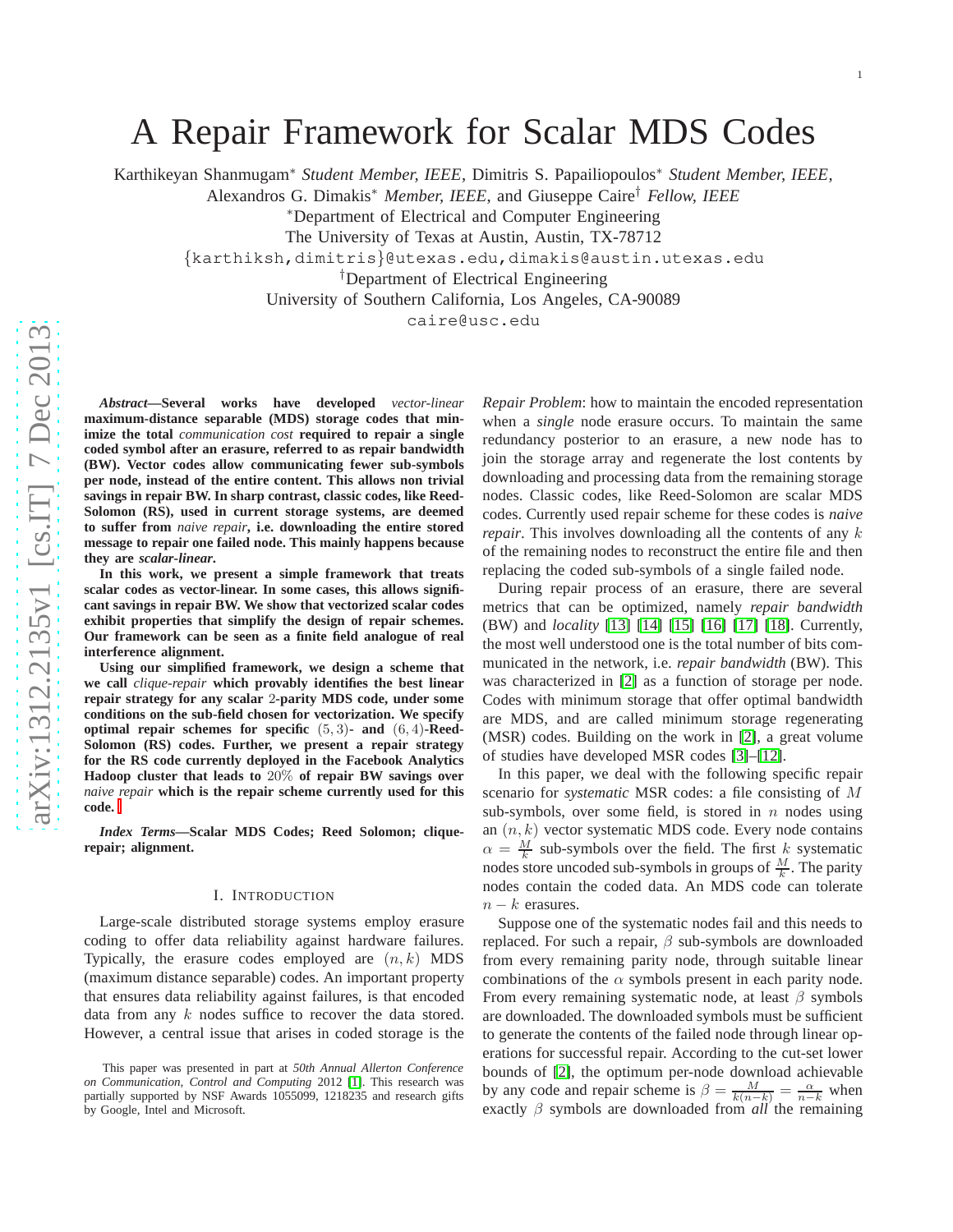# A Repair Framework for Scalar MDS Codes

Karthikeyan Shanmugam* *Student Member, IEEE*, Dimitris S. Papailiopoulos* *Student Member, IEEE*, Alexandros G. Dimakis* *Member, IEEE*, and Giuseppe Caire† *Fellow, IEEE*

*Department of Electrical and Computer Engineering
The University of Texas at Austin, Austin, TX-78712
{karthiksh,dimitris}@utexas.edu,dimakis@austin.utexas.edu

†Department of Electrical Engineering
University of Southern California, Los Angeles, CA-90089
caire@usc.edu

***Abstract*—Several works have developed *vector-linear* maximum-distance separable (MDS) storage codes that minimize the total *communication cost* required to repair a single coded symbol after an erasure, referred to as repair bandwidth (BW). Vector codes allow communicating fewer sub-symbols per node, instead of the entire content. This allows non trivial savings in repair BW. In sharp contrast, classic codes, like Reed-Solomon (RS), used in current storage systems, are deemed to suffer from *naive repair*, i.e. downloading the entire stored message to repair one failed node. This mainly happens because they are *scalar-linear*.**

**In this work, we present a simple framework that treats scalar codes as vector-linear. In some cases, this allows significant savings in repair BW. We show that vectorized scalar codes exhibit properties that simplify the design of repair schemes. Our framework can be seen as a finite field analogue of real interference alignment.**

**Using our simplified framework, we design a scheme that we call *clique-repair* which provably identifies the best linear repair strategy for any scalar 2-parity MDS code, under some conditions on the sub-field chosen for vectorization. We specify optimal repair schemes for specific $(5,3)$- and $(6,4)$-Reed-Solomon (RS) codes. Further, we present a repair strategy for the RS code currently deployed in the Facebook Analytics Hadoop cluster that leads to 20% of repair BW savings over *naive repair* which is the repair scheme currently used for this code.**

***Index Terms*—Scalar MDS Codes; Reed Solomon; clique-repair; alignment.**

## I. Introduction

Large-scale distributed storage systems employ erasure coding to offer data reliability against hardware failures. Typically, the erasure codes employed are $(n,k)$ MDS (maximum distance separable) codes. An important property that ensures data reliability against failures, is that encoded data from any $k$ nodes suffice to recover the data stored. However, a central issue that arises in coded storage is the *Repair Problem*: how to maintain the encoded representation when a *single* node erasure occurs. To maintain the same redundancy posterior to an erasure, a new node has to join the storage array and regenerate the lost contents by downloading and processing data from the remaining storage nodes. Classic codes, like Reed-Solomon are scalar MDS codes. Currently used repair scheme for these codes is *naive repair*. This involves downloading all the contents of any $k$ of the remaining nodes to reconstruct the entire file and then replacing the coded sub-symbols of a single failed node.

During repair process of an erasure, there are several metrics that can be optimized, namely *repair bandwidth* (BW) and *locality* [13] [14] [15] [16] [17] [18]. Currently, the most well understood one is the total number of bits communicated in the network, i.e. *repair bandwidth* (BW). This was characterized in [2] as a function of storage per node. Codes with minimum storage that offer optimal bandwidth are MDS, and are called minimum storage regenerating (MSR) codes. Building on the work in [2], a great volume of studies have developed MSR codes [3]–[12].

In this paper, we deal with the following specific repair scenario for *systematic* MSR codes: a file consisting of $M$ sub-symbols, over some field, is stored in $n$ nodes using an $(n,k)$ vector systematic MDS code. Every node contains $\alpha = \frac{M}{k}$ sub-symbols over the field. The first $k$ systematic nodes store uncoded sub-symbols in groups of $\frac{M}{k}$. The parity nodes contain the coded data. An MDS code can tolerate $n-k$ erasures.

Suppose one of the systematic nodes fail and this needs to replaced. For such a repair, $\beta$ sub-symbols are downloaded from every remaining parity node, through suitable linear combinations of the $\alpha$ symbols present in each parity node. From every remaining systematic node, at least $\beta$ symbols are downloaded. The downloaded symbols must be sufficient to generate the contents of the failed node through linear operations for successful repair. According to the cut-set lower bounds of [2], the optimum per-node download achievable by any code and repair scheme is $\beta = \frac{M}{k(n-k)} = \frac{\alpha}{n-k}$ when exactly $\beta$ symbols are downloaded from *all* the remaining

This paper was presented in part at *50th Annual Allerton Conference on Communication, Control and Computing* 2012 [1]. This research was partially supported by NSF Awards 1055099, 1218235 and research gifts by Google, Intel and Microsoft.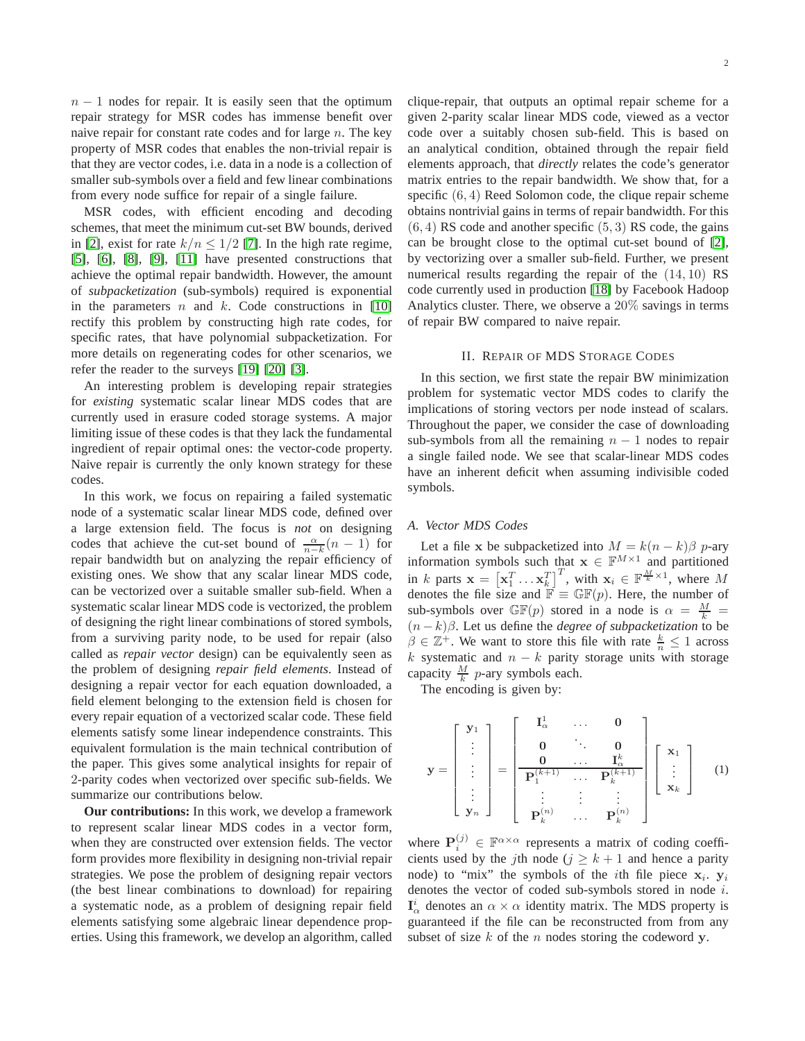$n-1$ nodes for repair. It is easily seen that the optimum repair strategy for MSR codes has immense benefit over naive repair for constant rate codes and for large $n$. The key property of MSR codes that enables the non-trivial repair is that they are vector codes, i.e. data in a node is a collection of smaller sub-symbols over a field and few linear combinations from every node suffice for repair of a single failure.

MSR codes, with efficient encoding and decoding schemes, that meet the minimum cut-set BW bounds, derived in [2], exist for rate $k/n \leq 1/2$ [7]. In the high rate regime, [5], [6], [8], [9], [11] have presented constructions that achieve the optimal repair bandwidth. However, the amount of *subpacketization* (sub-symbols) required is exponential in the parameters $n$ and $k$. Code constructions in [10] rectify this problem by constructing high rate codes, for specific rates, that have polynomial subpacketization. For more details on regenerating codes for other scenarios, we refer the reader to the surveys [19] [20] [3].

An interesting problem is developing repair strategies for *existing* systematic scalar linear MDS codes that are currently used in erasure coded storage systems. A major limiting issue of these codes is that they lack the fundamental ingredient of repair optimal ones: the vector-code property. Naive repair is currently the only known strategy for these codes.

In this work, we focus on repairing a failed systematic node of a systematic scalar linear MDS code, defined over a large extension field. The focus is *not* on designing codes that achieve the cut-set bound of $\frac{\alpha}{n-k}(n-1)$ for repair bandwidth but on analyzing the repair efficiency of existing ones. We show that any scalar linear MDS code, can be vectorized over a suitable smaller sub-field. When a systematic scalar linear MDS code is vectorized, the problem of designing the right linear combinations of stored symbols, from a surviving parity node, to be used for repair (also called as *repair vector* design) can be equivalently seen as the problem of designing *repair field elements*. Instead of designing a repair vector for each equation downloaded, a field element belonging to the extension field is chosen for every repair equation of a vectorized scalar code. These field elements satisfy some linear independence constraints. This equivalent formulation is the main technical contribution of the paper. This gives some analytical insights for repair of 2-parity codes when vectorized over specific sub-fields. We summarize our contributions below.

**Our contributions:** In this work, we develop a framework to represent scalar linear MDS codes in a vector form, when they are constructed over extension fields. The vector form provides more flexibility in designing non-trivial repair strategies. We pose the problem of designing repair vectors (the best linear combinations to download) for repairing a systematic node, as a problem of designing repair field elements satisfying some algebraic linear dependence properties. Using this framework, we develop an algorithm, called clique-repair, that outputs an optimal repair scheme for a given 2-parity scalar linear MDS code, viewed as a vector code over a suitably chosen sub-field. This is based on an analytical condition, obtained through the repair field elements approach, that *directly* relates the code's generator matrix entries to the repair bandwidth. We show that, for a specific $(6,4)$ Reed Solomon code, the clique repair scheme obtains nontrivial gains in terms of repair bandwidth. For this $(6,4)$ RS code and another specific $(5,3)$ RS code, the gains can be brought close to the optimal cut-set bound of [2], by vectorizing over a smaller sub-field. Further, we present numerical results regarding the repair of the $(14,10)$ RS code currently used in production [18] by Facebook Hadoop Analytics cluster. There, we observe a $20\%$ savings in terms of repair BW compared to naive repair.

## II. Repair of MDS Storage Codes

In this section, we first state the repair BW minimization problem for systematic vector MDS codes to clarify the implications of storing vectors per node instead of scalars. Throughout the paper, we consider the case of downloading sub-symbols from all the remaining $n-1$ nodes to repair a single failed node. We see that scalar-linear MDS codes have an inherent deficit when assuming indivisible coded symbols.

### A. Vector MDS Codes

Let a file $\mathbf{x}$ be subpacketized into $M = k(n-k)\beta$ $p$-ary information symbols such that $\mathbf{x} \in \mathbb{F}^{M\times 1}$ and partitioned in $k$ parts $\mathbf{x} = \left[\mathbf{x}_1^T \ldots \mathbf{x}_k^T\right]^T$, with $\mathbf{x}_i \in \mathbb{F}^{\frac{M}{k}\times 1}$, where $M$ denotes the file size and $\mathbb{F} \equiv \mathbb{GF}(p)$. Here, the number of sub-symbols over $\mathbb{GF}(p)$ stored in a node is $\alpha = \frac{M}{k} = (n-k)\beta$. Let us define the *degree of subpacketization* to be $\beta \in \mathbb{Z}^+$. We want to store this file with rate $\frac{k}{n} \leq 1$ across $k$ systematic and $n-k$ parity storage units with storage capacity $\frac{M}{k}$ $p$-ary symbols each.

The encoding is given by:

$$
\mathbf{y} = \begin{bmatrix} \mathbf{y}_1 \\ \vdots \\ \vdots \\ \vdots \\ \mathbf{y}_n \end{bmatrix} = \left[\begin{array}{ccc} \mathbf{I}_\alpha^1 & \ldots & \mathbf{0} \\ \mathbf{0} & \ddots & \mathbf{0} \\ \mathbf{0} & \ldots & \mathbf{I}_\alpha^k \\ \hline \mathbf{P}_1^{(k+1)} & \ldots & \mathbf{P}_k^{(k+1)} \\ \vdots & \vdots & \vdots \\ \mathbf{P}_k^{(n)} & \ldots & \mathbf{P}_k^{(n)} \end{array}\right] \begin{bmatrix} \mathbf{x}_1 \\ \vdots \\ \mathbf{x}_k \end{bmatrix} \quad (1)
$$

where $\mathbf{P}_i^{(j)} \in \mathbb{F}^{\alpha\times\alpha}$ represents a matrix of coding coefficients used by the $j$th node ($j \geq k+1$ and hence a parity node) to "mix" the symbols of the $i$th file piece $\mathbf{x}_i$. $\mathbf{y}_i$ denotes the vector of coded sub-symbols stored in node $i$. $\mathbf{I}_\alpha^i$ denotes an $\alpha \times \alpha$ identity matrix. The MDS property is guaranteed if the file can be reconstructed from from any subset of size $k$ of the $n$ nodes storing the codeword $\mathbf{y}$.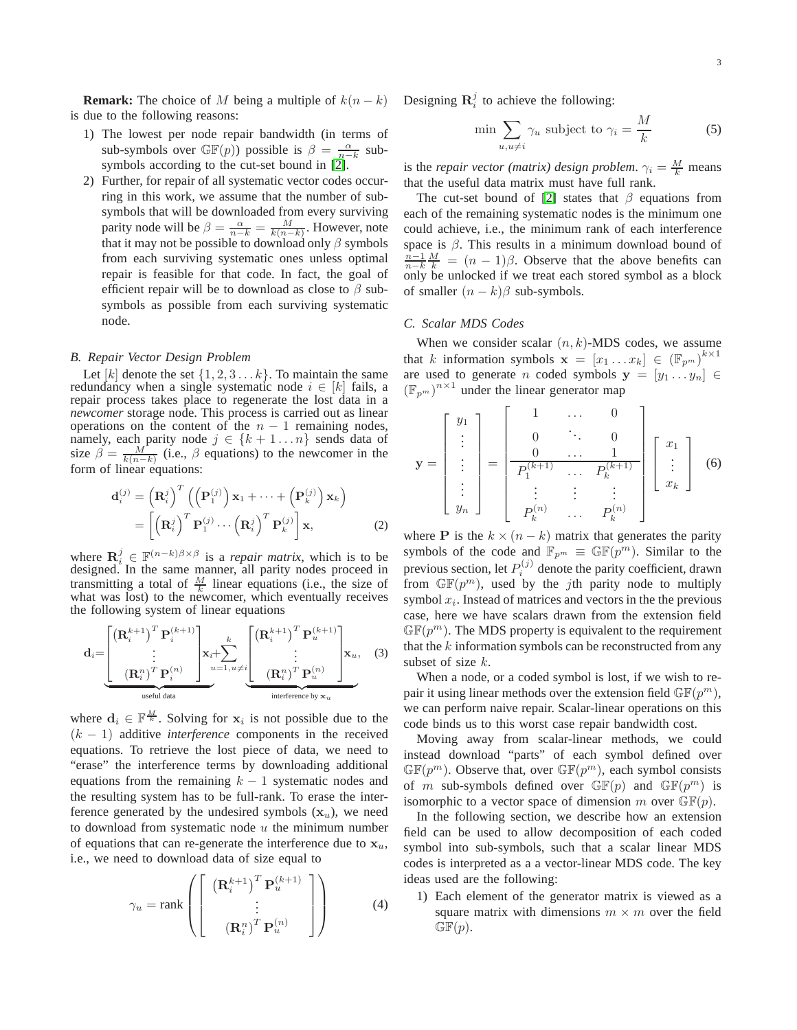**Remark:** The choice of $M$ being a multiple of $k(n-k)$ is due to the following reasons:

1) The lowest per node repair bandwidth (in terms of sub-symbols over $\mathbb{GF}(p)$) possible is $\beta = \frac{\alpha}{n-k}$ sub-symbols according to the cut-set bound in [2].
2) Further, for repair of all systematic vector codes occurring in this work, we assume that the number of sub-symbols that will be downloaded from every surviving parity node will be $\beta = \frac{\alpha}{n-k} = \frac{M}{k(n-k)}$. However, note that it may not be possible to download only $\beta$ symbols from each surviving systematic ones unless optimal repair is feasible for that code. In fact, the goal of efficient repair will be to download as close to $\beta$ sub-symbols as possible from each surviving systematic node.

### B. Repair Vector Design Problem

Let $[k]$ denote the set $\{1, 2, 3 \ldots k\}$. To maintain the same redundancy when a single systematic node $i \in [k]$ fails, a repair process takes place to regenerate the lost data in a *newcomer* storage node. This process is carried out as linear operations on the content of the $n-1$ remaining nodes, namely, each parity node $j \in \{k+1 \ldots n\}$ sends data of size $\beta = \frac{M}{k(n-k)}$ (i.e., $\beta$ equations) to the newcomer in the form of linear equations:

$$\begin{aligned}\mathbf{d}_i^{(j)} &= \left(\mathbf{R}_i^j\right)^T \left(\left(\mathbf{P}_1^{(j)}\right)\mathbf{x}_1 + \cdots + \left(\mathbf{P}_k^{(j)}\right)\mathbf{x}_k\right) \\ &= \left[\left(\mathbf{R}_i^j\right)^T \mathbf{P}_1^{(j)} \cdots \left(\mathbf{R}_i^j\right)^T \mathbf{P}_k^{(j)}\right]\mathbf{x}, \end{aligned} \tag{2}$$

where $\mathbf{R}_i^j \in \mathbb{F}^{(n-k)\beta \times \beta}$ is a *repair matrix*, which is to be designed. In the same manner, all parity nodes proceed in transmitting a total of $\frac{M}{k}$ linear equations (i.e., the size of what was lost) to the newcomer, which eventually receives the following system of linear equations

$$\mathbf{d}_i = \underbrace{\begin{bmatrix} \left(\mathbf{R}_i^{k+1}\right)^T \mathbf{P}_i^{(k+1)} \\ \vdots \\ \left(\mathbf{R}_i^n\right)^T \mathbf{P}_i^{(n)} \end{bmatrix}}_{\text{useful data}} \mathbf{x}_i + \sum_{u=1, u\neq i}^{k} \underbrace{\begin{bmatrix} \left(\mathbf{R}_i^{k+1}\right)^T \mathbf{P}_u^{(k+1)} \\ \vdots \\ \left(\mathbf{R}_i^n\right)^T \mathbf{P}_u^{(n)} \end{bmatrix}}_{\text{interference by } \mathbf{x}_u} \mathbf{x}_u, \tag{3}$$

where $\mathbf{d}_i \in \mathbb{F}^{\frac{M}{k}}$. Solving for $\mathbf{x}_i$ is not possible due to the $(k-1)$ additive *interference* components in the received equations. To retrieve the lost piece of data, we need to "erase" the interference terms by downloading additional equations from the remaining $k-1$ systematic nodes and the resulting system has to be full-rank. To erase the interference generated by the undesired symbols ($\mathbf{x}_u$), we need to download from systematic node $u$ the minimum number of equations that can re-generate the interference due to $\mathbf{x}_u$, i.e., we need to download data of size equal to

$$\gamma_u = \text{rank}\left(\begin{bmatrix} \left(\mathbf{R}_i^{k+1}\right)^T \mathbf{P}_u^{(k+1)} \\ \vdots \\ \left(\mathbf{R}_i^n\right)^T \mathbf{P}_u^{(n)} \end{bmatrix}\right) \tag{4}$$

Designing $\mathbf{R}_i^j$ to achieve the following:

$$\min \sum_{u, u\neq i} \gamma_u \text{ subject to } \gamma_i = \frac{M}{k} \tag{5}$$

is the *repair vector (matrix) design problem*. $\gamma_i = \frac{M}{k}$ means that the useful data matrix must have full rank.

The cut-set bound of [2] states that $\beta$ equations from each of the remaining systematic nodes is the minimum one could achieve, i.e., the minimum rank of each interference space is $\beta$. This results in a minimum download bound of $\frac{n-1}{n-k}\frac{M}{k} = (n-1)\beta$. Observe that the above benefits can only be unlocked if we treat each stored symbol as a block of smaller $(n-k)\beta$ sub-symbols.

### C. Scalar MDS Codes

When we consider scalar $(n, k)$-MDS codes, we assume that $k$ information symbols $\mathbf{x} = [x_1 \ldots x_k] \in \left(\mathbb{F}_{p^m}\right)^{k\times 1}$ are used to generate $n$ coded symbols $\mathbf{y} = [y_1 \ldots y_n] \in \left(\mathbb{F}_{p^m}\right)^{n\times 1}$ under the linear generator map

$$\mathbf{y} = \begin{bmatrix} y_1 \\ \vdots \\ \vdots \\ \vdots \\ y_n \end{bmatrix} = \begin{bmatrix} 1 & \ldots & 0 \\ 0 & \ddots & 0 \\ 0 & \ldots & 1 \\ \hline P_1^{(k+1)} & \ldots & P_k^{(k+1)} \\ \vdots & \vdots & \vdots \\ P_k^{(n)} & \ldots & P_k^{(n)} \end{bmatrix} \begin{bmatrix} x_1 \\ \vdots \\ x_k \end{bmatrix} \tag{6}$$

where $\mathbf{P}$ is the $k \times (n-k)$ matrix that generates the parity symbols of the code and $\mathbb{F}_{p^m} \equiv \mathbb{GF}(p^m)$. Similar to the previous section, let $P_i^{(j)}$ denote the parity coefficient, drawn from $\mathbb{GF}(p^m)$, used by the $j$th parity node to multiply symbol $x_i$. Instead of matrices and vectors in the the previous case, here we have scalars drawn from the extension field $\mathbb{GF}(p^m)$. The MDS property is equivalent to the requirement that the $k$ information symbols can be reconstructed from any subset of size $k$.

When a node, or a coded symbol is lost, if we wish to repair it using linear methods over the extension field $\mathbb{GF}(p^m)$, we can perform naive repair. Scalar-linear operations on this code binds us to this worst case repair bandwidth cost.

Moving away from scalar-linear methods, we could instead download "parts" of each symbol defined over $\mathbb{GF}(p^m)$. Observe that, over $\mathbb{GF}(p^m)$, each symbol consists of $m$ sub-symbols defined over $\mathbb{GF}(p)$ and $\mathbb{GF}(p^m)$ is isomorphic to a vector space of dimension $m$ over $\mathbb{GF}(p)$.

In the following section, we describe how an extension field can be used to allow decomposition of each coded symbol into sub-symbols, such that a scalar linear MDS codes is interpreted as a a vector-linear MDS code. The key ideas used are the following:

1) Each element of the generator matrix is viewed as a square matrix with dimensions $m \times m$ over the field $\mathbb{GF}(p)$.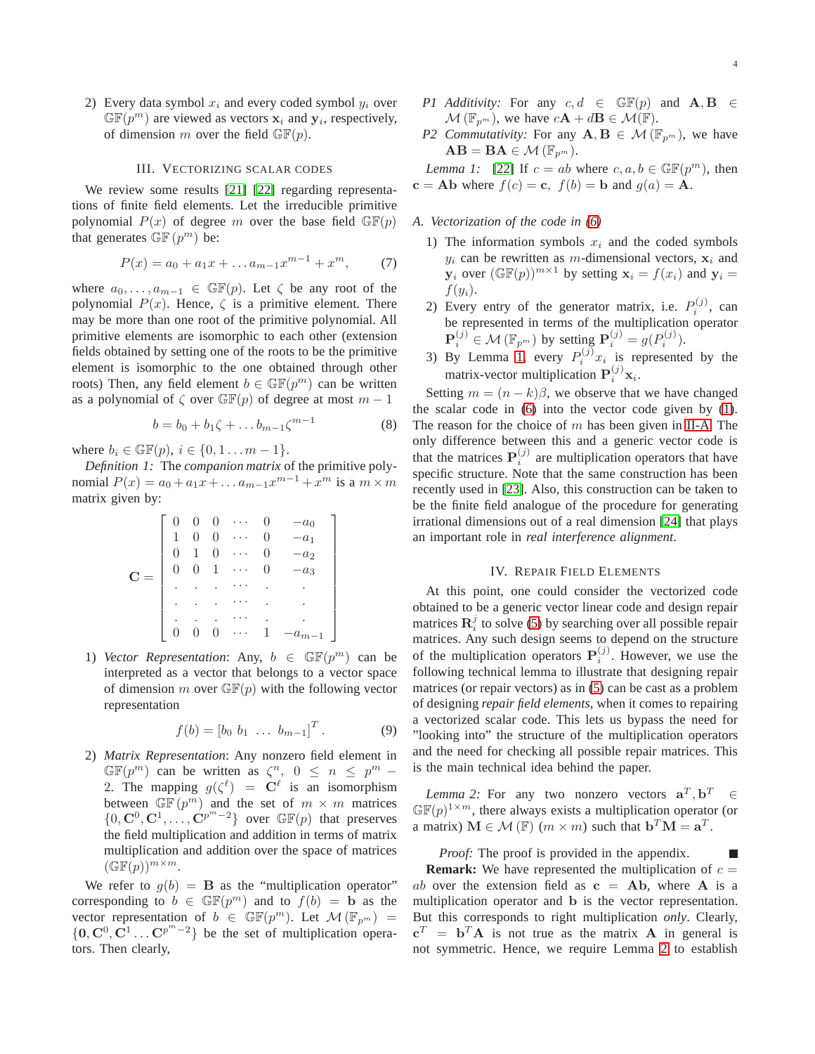2) Every data symbol $x_i$ and every coded symbol $y_i$ over $\mathbb{GF}(p^m)$ are viewed as vectors $\mathbf{x}_i$ and $\mathbf{y}_i$, respectively, of dimension $m$ over the field $\mathbb{GF}(p)$.

## III. Vectorizing Scalar Codes

We review some results [21] [22] regarding representations of finite field elements. Let the irreducible primitive polynomial $P(x)$ of degree $m$ over the base field $\mathbb{GF}(p)$ that generates $\mathbb{GF}(p^m)$ be:

$$P(x) = a_0 + a_1 x + \ldots a_{m-1}x^{m-1} + x^m, \tag{7}$$

where $a_0, \ldots, a_{m-1} \in \mathbb{GF}(p)$. Let $\zeta$ be any root of the polynomial $P(x)$. Hence, $\zeta$ is a primitive element. There may be more than one root of the primitive polynomial. All primitive elements are isomorphic to each other (extension fields obtained by setting one of the roots to be the primitive element is isomorphic to the one obtained through other roots) Then, any field element $b \in \mathbb{GF}(p^m)$ can be written as a polynomial of $\zeta$ over $\mathbb{GF}(p)$ of degree at most $m-1$

$$b = b_0 + b_1\zeta + \ldots b_{m-1}\zeta^{m-1} \tag{8}$$

where $b_i \in \mathbb{GF}(p)$, $i \in \{0, 1 \ldots m-1\}$.

*Definition 1:* The *companion matrix* of the primitive polynomial $P(x) = a_0 + a_1 x + \ldots a_{m-1}x^{m-1} + x^m$ is a $m \times m$ matrix given by:

$$\mathbf{C} = \begin{bmatrix} 0 & 0 & 0 & \cdots & 0 & -a_0 \\ 1 & 0 & 0 & \cdots & 0 & -a_1 \\ 0 & 1 & 0 & \cdots & 0 & -a_2 \\ 0 & 0 & 1 & \cdots & 0 & -a_3 \\ . & . & . & \cdots & . & . \\ . & . & . & \cdots & . & . \\ . & . & . & \cdots & . & . \\ 0 & 0 & 0 & \cdots & 1 & -a_{m-1} \end{bmatrix}$$

1) *Vector Representation*: Any, $b \in \mathbb{GF}(p^m)$ can be interpreted as a vector that belongs to a vector space of dimension $m$ over $\mathbb{GF}(p)$ with the following vector representation

$$f(b) = [b_0 \; b_1 \; \ldots \; b_{m-1}]^T. \tag{9}$$

2) *Matrix Representation*: Any nonzero field element in $\mathbb{GF}(p^m)$ can be written as $\zeta^n$, $0 \le n \le p^m - 2$. The mapping $g(\zeta^\ell) = \mathbf{C}^\ell$ is an isomorphism between $\mathbb{GF}(p^m)$ and the set of $m \times m$ matrices $\{0, \mathbf{C}^0, \mathbf{C}^1, \ldots, \mathbf{C}^{p^m-2}\}$ over $\mathbb{GF}(p)$ that preserves the field multiplication and addition in terms of matrix multiplication and addition over the space of matrices $(\mathbb{GF}(p))^{m\times m}$.

We refer to $g(b) = \mathbf{B}$ as the "multiplication operator" corresponding to $b \in \mathbb{GF}(p^m)$ and to $f(b) = \mathbf{b}$ as the vector representation of $b \in \mathbb{GF}(p^m)$. Let $\mathcal{M}(\mathbb{F}_{p^m}) = \{\mathbf{0}, \mathbf{C}^0, \mathbf{C}^1 \ldots \mathbf{C}^{p^m-2}\}$ be the set of multiplication operators. Then clearly,

*P1 Additivity:* For any $c, d \in \mathbb{GF}(p)$ and $\mathbf{A}, \mathbf{B} \in \mathcal{M}(\mathbb{F}_{p^m})$, we have $c\mathbf{A} + d\mathbf{B} \in \mathcal{M}(\mathbb{F})$.

*P2 Commutativity:* For any $\mathbf{A}, \mathbf{B} \in \mathcal{M}(\mathbb{F}_{p^m})$, we have $\mathbf{AB} = \mathbf{BA} \in \mathcal{M}(\mathbb{F}_{p^m})$.

*Lemma 1:* [22] If $c = ab$ where $c, a, b \in \mathbb{GF}(p^m)$, then $\mathbf{c} = \mathbf{Ab}$ where $f(c) = \mathbf{c}$, $f(b) = \mathbf{b}$ and $g(a) = \mathbf{A}$.

### A. Vectorization of the code in (6)

1) The information symbols $x_i$ and the coded symbols $y_i$ can be rewritten as $m$-dimensional vectors, $\mathbf{x}_i$ and $\mathbf{y}_i$ over $(\mathbb{GF}(p))^{m\times 1}$ by setting $\mathbf{x}_i = f(x_i)$ and $\mathbf{y}_i = f(y_i)$.
2) Every entry of the generator matrix, i.e. $P_i^{(j)}$, can be represented in terms of the multiplication operator $\mathbf{P}_i^{(j)} \in \mathcal{M}(\mathbb{F}_{p^m})$ by setting $\mathbf{P}_i^{(j)} = g(P_i^{(j)})$.
3) By Lemma 1, every $P_i^{(j)} x_i$ is represented by the matrix-vector multiplication $\mathbf{P}_i^{(j)}\mathbf{x}_i$.

Setting $m = (n-k)\beta$, we observe that we have changed the scalar code in (6) into the vector code given by (1). The reason for the choice of $m$ has been given in II-A. The only difference between this and a generic vector code is that the matrices $\mathbf{P}_i^{(j)}$ are multiplication operators that have specific structure. Note that the same construction has been recently used in [23]. Also, this construction can be taken to be the finite field analogue of the procedure for generating irrational dimensions out of a real dimension [24] that plays an important role in *real interference alignment*.

## IV. Repair Field Elements

At this point, one could consider the vectorized code obtained to be a generic vector linear code and design repair matrices $\mathbf{R}_i^j$ to solve (5) by searching over all possible repair matrices. Any such design seems to depend on the structure of the multiplication operators $\mathbf{P}_i^{(j)}$. However, we use the following technical lemma to illustrate that designing repair matrices (or repair vectors) as in (5) can be cast as a problem of designing *repair field elements*, when it comes to repairing a vectorized scalar code. This lets us bypass the need for "looking into" the structure of the multiplication operators and the need for checking all possible repair matrices. This is the main technical idea behind the paper.

*Lemma 2:* For any two nonzero vectors $\mathbf{a}^T, \mathbf{b}^T \in \mathbb{GF}(p)^{1\times m}$, there always exists a multiplication operator (or a matrix) $\mathbf{M} \in \mathcal{M}(\mathbb{F})$ $(m \times m)$ such that $\mathbf{b}^T\mathbf{M} = \mathbf{a}^T$. ■

*Proof:* The proof is provided in the appendix. □

**Remark:** We have represented the multiplication of $c = ab$ over the extension field as $\mathbf{c} = \mathbf{Ab}$, where $\mathbf{A}$ is a multiplication operator and $\mathbf{b}$ is the vector representation. But this corresponds to right multiplication *only*. Clearly, $\mathbf{c}^T = \mathbf{b}^T\mathbf{A}$ is not true as the matrix $\mathbf{A}$ in general is not symmetric. Hence, we require Lemma 2 to establish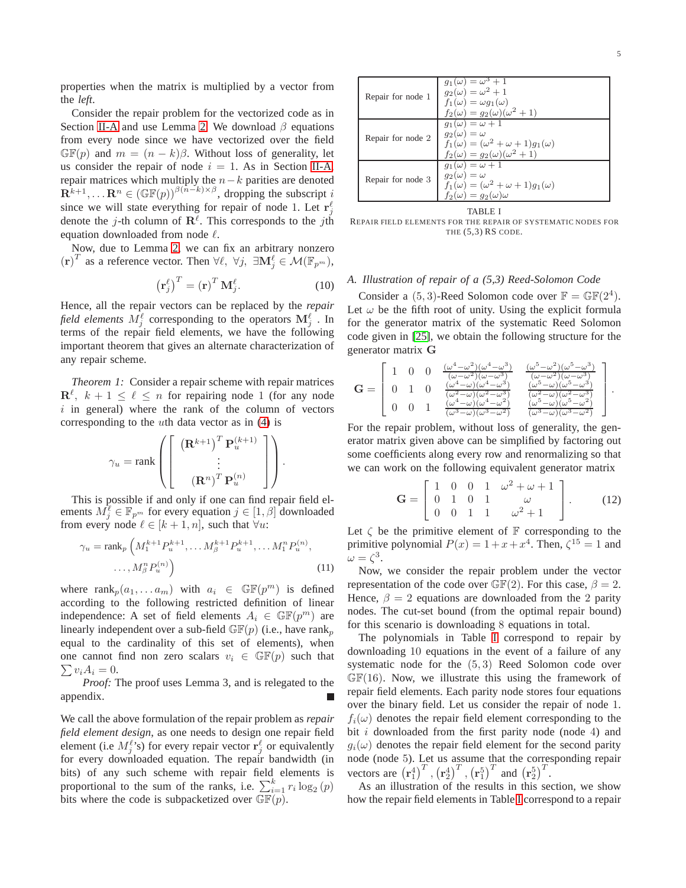properties when the matrix is multiplied by a vector from the *left*.

Consider the repair problem for the vectorized code as in Section II-A and use Lemma 2. We download $\beta$ equations from every node since we have vectorized over the field $\mathbb{GF}(p)$ and $m = (n-k)\beta$. Without loss of generality, let us consider the repair of node $i = 1$. As in Section II-A, repair matrices which multiply the $n-k$ parities are denoted $\mathbf{R}^{k+1}, \ldots \mathbf{R}^{n} \in (\mathbb{GF}(p))^{\beta(n-k)\times\beta}$, dropping the subscript $i$ since we will state everything for repair of node 1. Let $\mathbf{r}_j^\ell$ denote the $j$-th column of $\mathbf{R}^\ell$. This corresponds to the $j$th equation downloaded from node $\ell$.

Now, due to Lemma 2, we can fix an arbitrary nonzero $(\mathbf{r})^T$ as a reference vector. Then $\forall \ell,\ \forall j,\ \exists \mathbf{M}_j^\ell \in \mathcal{M}(\mathbb{F}_{p^m})$,

$$\left(\mathbf{r}_j^\ell\right)^T = (\mathbf{r})^T \mathbf{M}_j^\ell. \tag{10}$$

Hence, all the repair vectors can be replaced by the *repair field elements* $M_j^\ell$ corresponding to the operators $\mathbf{M}_j^\ell$ . In terms of the repair field elements, we have the following important theorem that gives an alternate characterization of any repair scheme.

*Theorem 1:* Consider a repair scheme with repair matrices $\mathbf{R}^\ell,\ k+1 \le \ell \le n$ for repairing node 1 (for any node $i$ in general) where the rank of the column of vectors corresponding to the $u$th data vector as in (4) is

$$\gamma_u = \text{rank}\left(\left[\begin{array}{c} \left(\mathbf{R}^{k+1}\right)^T \mathbf{P}_u^{(k+1)} \\ \vdots \\ \left(\mathbf{R}^{n}\right)^T \mathbf{P}_u^{(n)} \end{array}\right]\right).$$

This is possible if and only if one can find repair field elements $M_j^\ell \in \mathbb{F}_{p^m}$ for every equation $j \in [1,\beta]$ downloaded from every node $\ell \in [k+1,n]$, such that $\forall u$:

$$\begin{aligned}\gamma_u = \text{rank}_p\Big(&M_1^{k+1}P_u^{k+1}, \ldots M_\beta^{k+1}P_u^{k+1}, \ldots M_1^{n}P_u^{(n)}, \\ &\ldots, M_\beta^{n}P_u^{(n)}\Big)\end{aligned} \tag{11}$$

where $\text{rank}_p(a_1,\ldots a_m)$ with $a_i \in \mathbb{GF}(p^m)$ is defined according to the following restricted definition of linear independence: A set of field elements $A_i \in \mathbb{GF}(p^m)$ are linearly independent over a sub-field $\mathbb{GF}(p)$ (i.e., have $\text{rank}_p$ equal to the cardinality of this set of elements), when one cannot find non zero scalars $v_i \in \mathbb{GF}(p)$ such that $\sum v_i A_i = 0$.

*Proof:* The proof uses Lemma 3, and is relegated to the appendix. ∎

We call the above formulation of the repair problem as *repair field element design*, as one needs to design one repair field element (i.e $M_j^\ell$'s) for every repair vector $\mathbf{r}_j^\ell$ or equivalently for every downloaded equation. The repair bandwidth (in bits) of any such scheme with repair field elements is proportional to the sum of the ranks, i.e. $\sum_{i=1}^k r_i \log_2(p)$ bits where the code is subpacketized over $\mathbb{GF}(p)$.

| | |
|---|---|
| Repair for node 1 | $g_1(\omega) = \omega^3 + 1$<br>$g_2(\omega) = \omega^2 + 1$<br>$f_1(\omega) = \omega g_1(\omega)$<br>$f_2(\omega) = g_2(\omega)(\omega^2 + 1)$ |
| Repair for node 2 | $g_1(\omega) = \omega + 1$<br>$g_2(\omega) = \omega$<br>$f_1(\omega) = (\omega^2 + \omega + 1)g_1(\omega)$<br>$f_2(\omega) = g_2(\omega)(\omega^2 + 1)$ |
| Repair for node 3 | $g_1(\omega) = \omega + 1$<br>$g_2(\omega) = \omega$<br>$f_1(\omega) = (\omega^2 + \omega + 1)g_1(\omega)$<br>$f_2(\omega) = g_2(\omega)\omega$ |

TABLE I
REPAIR FIELD ELEMENTS FOR THE REPAIR OF SYSTEMATIC NODES FOR THE (5,3) RS CODE.

### A. Illustration of repair of a (5,3) Reed-Solomon Code

Consider a $(5,3)$-Reed Solomon code over $\mathbb{F} = \mathbb{GF}(2^4)$. Let $\omega$ be the fifth root of unity. Using the explicit formula for the generator matrix of the systematic Reed Solomon code given in [25], we obtain the following structure for the generator matrix $\mathbf{G}$

$$\mathbf{G} = \left[\begin{array}{ccccc} 1 & 0 & 0 & \frac{(\omega^4-\omega^2)(\omega^4-\omega^3)}{(\omega-\omega^2)(\omega-\omega^3)} & \frac{(\omega^5-\omega^2)(\omega^5-\omega^3)}{(\omega-\omega^2)(\omega-\omega^3)} \\ 0 & 1 & 0 & \frac{(\omega^4-\omega)(\omega^4-\omega^3)}{(\omega^2-\omega)(\omega^2-\omega^3)} & \frac{(\omega^5-\omega)(\omega^5-\omega^3)}{(\omega^2-\omega)(\omega^2-\omega^3)} \\ 0 & 0 & 1 & \frac{(\omega^4-\omega)(\omega^4-\omega^2)}{(\omega^3-\omega)(\omega^3-\omega^2)} & \frac{(\omega^5-\omega)(\omega^5-\omega^2)}{(\omega^3-\omega)(\omega^3-\omega^2)} \end{array}\right].$$

For the repair problem, without loss of generality, the generator matrix given above can be simplified by factoring out some coefficients along every row and renormalizing so that we can work on the following equivalent generator matrix

$$\mathbf{G} = \left[\begin{array}{ccccc} 1 & 0 & 0 & 1 & \omega^2+\omega+1 \\ 0 & 1 & 0 & 1 & \omega \\ 0 & 0 & 1 & 1 & \omega^2+1 \end{array}\right]. \tag{12}$$

Let $\zeta$ be the primitive element of $\mathbb{F}$ corresponding to the primitive polynomial $P(x) = 1 + x + x^4$. Then, $\zeta^{15} = 1$ and $\omega = \zeta^3$.

Now, we consider the repair problem under the vector representation of the code over $\mathbb{GF}(2)$. For this case, $\beta = 2$. Hence, $\beta = 2$ equations are downloaded from the 2 parity nodes. The cut-set bound (from the optimal repair bound) for this scenario is downloading 8 equations in total.

The polynomials in Table I correspond to repair by downloading 10 equations in the event of a failure of any systematic node for the $(5,3)$ Reed Solomon code over $\mathbb{GF}(16)$. Now, we illustrate this using the framework of repair field elements. Each parity node stores four equations over the binary field. Let us consider the repair of node 1. $f_i(\omega)$ denotes the repair field element corresponding to the bit $i$ downloaded from the first parity node (node 4) and $g_i(\omega)$ denotes the repair field element for the second parity node (node 5). Let us assume that the corresponding repair vectors are $\left(\mathbf{r}_1^4\right)^T, \left(\mathbf{r}_2^4\right)^T, \left(\mathbf{r}_1^5\right)^T$ and $\left(\mathbf{r}_2^5\right)^T$.

As an illustration of the results in this section, we show how the repair field elements in Table I correspond to a repair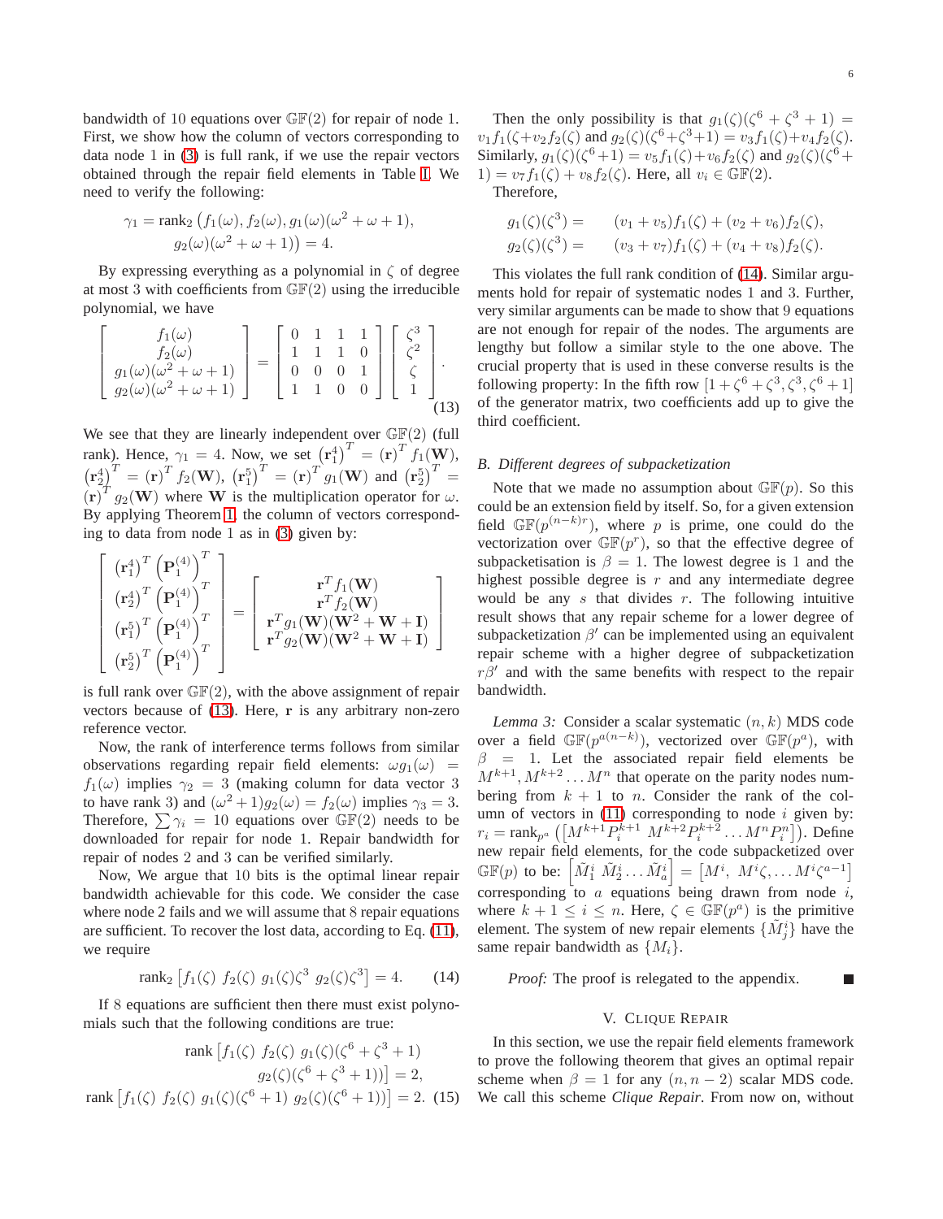bandwidth of 10 equations over $\mathbb{GF}(2)$ for repair of node 1. First, we show how the column of vectors corresponding to data node 1 in (3) is full rank, if we use the repair vectors obtained through the repair field elements in Table I. We need to verify the following:

$$\gamma_1 = \text{rank}_2\left(f_1(\omega), f_2(\omega), g_1(\omega)(\omega^2+\omega+1), g_2(\omega)(\omega^2+\omega+1)\right) = 4.$$

By expressing everything as a polynomial in $\zeta$ of degree at most 3 with coefficients from $\mathbb{GF}(2)$ using the irreducible polynomial, we have

$$\begin{bmatrix} f_1(\omega) \\ f_2(\omega) \\ g_1(\omega)(\omega^2+\omega+1) \\ g_2(\omega)(\omega^2+\omega+1) \end{bmatrix} = \begin{bmatrix} 0 & 1 & 1 & 1 \\ 1 & 1 & 1 & 0 \\ 0 & 0 & 0 & 1 \\ 1 & 1 & 0 & 0 \end{bmatrix} \begin{bmatrix} \zeta^3 \\ \zeta^2 \\ \zeta \\ 1 \end{bmatrix}. \tag{13}$$

We see that they are linearly independent over $\mathbb{GF}(2)$ (full rank). Hence, $\gamma_1 = 4$. Now, we set $\left(\mathbf{r}_1^4\right)^T = (\mathbf{r})^T f_1(\mathbf{W})$, $\left(\mathbf{r}_2^4\right)^T = (\mathbf{r})^T f_2(\mathbf{W})$, $\left(\mathbf{r}_1^5\right)^T = (\mathbf{r})^T g_1(\mathbf{W})$ and $\left(\mathbf{r}_2^5\right)^T = (\mathbf{r})^T g_2(\mathbf{W})$ where $\mathbf{W}$ is the multiplication operator for $\omega$. By applying Theorem 1, the column of vectors corresponding to data from node 1 as in (3) given by:

$$\begin{bmatrix} \left(\mathbf{r}_1^4\right)^T \left(\mathbf{P}_1^{(4)}\right)^T \\ \left(\mathbf{r}_2^4\right)^T \left(\mathbf{P}_1^{(4)}\right)^T \\ \left(\mathbf{r}_1^5\right)^T \left(\mathbf{P}_1^{(4)}\right)^T \\ \left(\mathbf{r}_2^5\right)^T \left(\mathbf{P}_1^{(4)}\right)^T \end{bmatrix} = \begin{bmatrix} \mathbf{r}^T f_1(\mathbf{W}) \\ \mathbf{r}^T f_2(\mathbf{W}) \\ \mathbf{r}^T g_1(\mathbf{W})(\mathbf{W}^2+\mathbf{W}+\mathbf{I}) \\ \mathbf{r}^T g_2(\mathbf{W})(\mathbf{W}^2+\mathbf{W}+\mathbf{I}) \end{bmatrix}$$

is full rank over $\mathbb{GF}(2)$, with the above assignment of repair vectors because of (13). Here, $\mathbf{r}$ is any arbitrary non-zero reference vector.

Now, the rank of interference terms follows from similar observations regarding repair field elements: $\omega g_1(\omega) = f_1(\omega)$ implies $\gamma_2 = 3$ (making column for data vector 3 to have rank 3) and $(\omega^2+1)g_2(\omega) = f_2(\omega)$ implies $\gamma_3 = 3$. Therefore, $\sum \gamma_i = 10$ equations over $\mathbb{GF}(2)$ needs to be downloaded for repair for node 1. Repair bandwidth for repair of nodes 2 and 3 can be verified similarly.

Now, We argue that 10 bits is the optimal linear repair bandwidth achievable for this code. We consider the case where node 2 fails and we will assume that 8 repair equations are sufficient. To recover the lost data, according to Eq. (11), we require

$$\text{rank}_2\left[f_1(\zeta)\ f_2(\zeta)\ g_1(\zeta)\zeta^3\ g_2(\zeta)\zeta^3\right] = 4. \tag{14}$$

If 8 equations are sufficient then there must exist polynomials such that the following conditions are true:

$$\text{rank}\left[f_1(\zeta)\ f_2(\zeta)\ g_1(\zeta)(\zeta^6+\zeta^3+1)\ g_2(\zeta)(\zeta^6+\zeta^3+1))\right] = 2,$$
$$\text{rank}\left[f_1(\zeta)\ f_2(\zeta)\ g_1(\zeta)(\zeta^6+1)\ g_2(\zeta)(\zeta^6+1))\right] = 2. \tag{15}$$

Then the only possibility is that $g_1(\zeta)(\zeta^6+\zeta^3+1) = v_1 f_1(\zeta + v_2 f_2(\zeta)$ and $g_2(\zeta)(\zeta^6+\zeta^3+1) = v_3 f_1(\zeta) + v_4 f_2(\zeta)$. Similarly, $g_1(\zeta)(\zeta^6+1) = v_5 f_1(\zeta) + v_6 f_2(\zeta)$ and $g_2(\zeta)(\zeta^6+1) = v_7 f_1(\zeta) + v_8 f_2(\zeta)$. Here, all $v_i \in \mathbb{GF}(2)$.

Therefore,

$$g_1(\zeta)(\zeta^3) = \quad (v_1+v_5)f_1(\zeta) + (v_2+v_6)f_2(\zeta),$$
$$g_2(\zeta)(\zeta^3) = \quad (v_3+v_7)f_1(\zeta) + (v_4+v_8)f_2(\zeta).$$

This violates the full rank condition of (14). Similar arguments hold for repair of systematic nodes 1 and 3. Further, very similar arguments can be made to show that 9 equations are not enough for repair of the nodes. The arguments are lengthy but follow a similar style to the one above. The crucial property that is used in these converse results is the following property: In the fifth row $[1+\zeta^6+\zeta^3, \zeta^3, \zeta^6+1]$ of the generator matrix, two coefficients add up to give the third coefficient.

### B. Different degrees of subpacketization

Note that we made no assumption about $\mathbb{GF}(p)$. So this could be an extension field by itself. So, for a given extension field $\mathbb{GF}(p^{(n-k)r})$, where $p$ is prime, one could do the vectorization over $\mathbb{GF}(p^r)$, so that the effective degree of subpacketisation is $\beta = 1$. The lowest degree is 1 and the highest possible degree is $r$ and any intermediate degree would be any $s$ that divides $r$. The following intuitive result shows that any repair scheme for a lower degree of subpacketization $\beta'$ can be implemented using an equivalent repair scheme with a higher degree of subpacketization $r\beta'$ and with the same benefits with respect to the repair bandwidth.

*Lemma 3:* Consider a scalar systematic $(n,k)$ MDS code over a field $\mathbb{GF}(p^{a(n-k)})$, vectorized over $\mathbb{GF}(p^a)$, with $\beta = 1$. Let the associated repair field elements be $M^{k+1}, M^{k+2} \ldots M^n$ that operate on the parity nodes numbering from $k+1$ to $n$. Consider the rank of the column of vectors in (11) corresponding to node $i$ given by: $r_i = \text{rank}_{p^a}\left(\left[M^{k+1}P_i^{k+1}\ M^{k+2}P_i^{k+2} \ldots M^n P_i^n\right]\right)$. Define new repair field elements, for the code subpacketized over $\mathbb{GF}(p)$ to be: $\left[\tilde{M}_1^i\ \tilde{M}_2^i \ldots \tilde{M}_a^i\right] = \left[M^i,\ M^i\zeta, \ldots M^i\zeta^{a-1}\right]$ corresponding to $a$ equations being drawn from node $i$, where $k+1 \le i \le n$. Here, $\zeta \in \mathbb{GF}(p^a)$ is the primitive element. The system of new repair elements $\{\tilde{M}_j^i\}$ have the same repair bandwidth as $\{M_i\}$.

*Proof:* The proof is relegated to the appendix. ∎

## V. Clique Repair

In this section, we use the repair field elements framework to prove the following theorem that gives an optimal repair scheme when $\beta = 1$ for any $(n, n-2)$ scalar MDS code. We call this scheme *Clique Repair*. From now on, without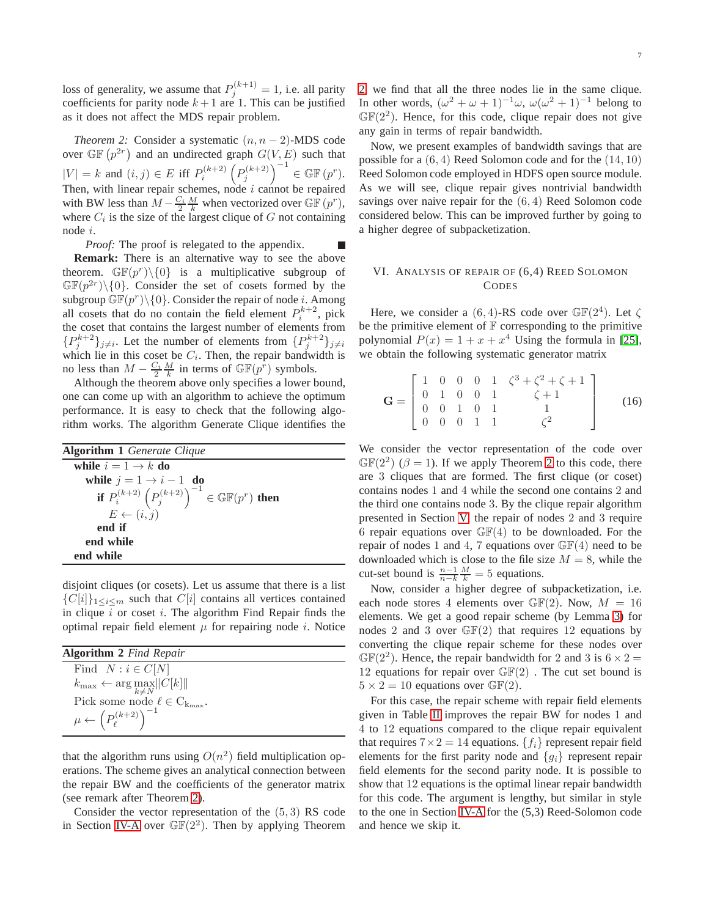loss of generality, we assume that $P_j^{(k+1)} = 1$, i.e. all parity coefficients for parity node $k+1$ are 1. This can be justified as it does not affect the MDS repair problem.

*Theorem 2:* Consider a systematic $(n, n-2)$-MDS code over $\mathbb{GF}\left(p^{2r}\right)$ and an undirected graph $G(V, E)$ such that $|V| = k$ and $(i,j) \in E$ iff $P_i^{(k+2)}\left(P_j^{(k+2)}\right)^{-1} \in \mathbb{GF}\left(p^r\right)$. Then, with linear repair schemes, node $i$ cannot be repaired with BW less than $M - \frac{C_i}{2}\frac{M}{k}$ when vectorized over $\mathbb{GF}\left(p^r\right)$, where $C_i$ is the size of the largest clique of $G$ not containing node $i$.

*Proof:* The proof is relegated to the appendix. ∎

**Remark:** There is an alternative way to see the above theorem. $\mathbb{GF}(p^r)\backslash\{0\}$ is a multiplicative subgroup of $\mathbb{GF}(p^{2r})\backslash\{0\}$. Consider the set of cosets formed by the subgroup $\mathbb{GF}(p^r)\backslash\{0\}$. Consider the repair of node $i$. Among all cosets that do no contain the field element $P_i^{k+2}$, pick the coset that contains the largest number of elements from $\{P_j^{k+2}\}_{j\neq i}$. Let the number of elements from $\{P_j^{k+2}\}_{j\neq i}$ which lie in this coset be $C_i$. Then, the repair bandwidth is no less than $M - \frac{C_i}{2}\frac{M}{k}$ in terms of $\mathbb{GF}(p^r)$ symbols.

Although the theorem above only specifies a lower bound, one can come up with an algorithm to achieve the optimum performance. It is easy to check that the following algorithm works. The algorithm Generate Clique identifies the disjoint cliques (or cosets). Let us assume that there is a list $\{C[i]\}_{1\leq i\leq m}$ such that $C[i]$ contains all vertices contained in clique $i$ or coset $i$. The algorithm Find Repair finds the optimal repair field element $\mu$ for repairing node $i$. Notice that the algorithm runs using $O(n^2)$ field multiplication operations. The scheme gives an analytical connection between the repair BW and the coefficients of the generator matrix (see remark after Theorem 2).

**Algorithm 1** *Generate Clique*

```
while i = 1 → k do
    while j = 1 → i − 1 do
        if P_i^(k+2) (P_j^(k+2))^(−1) ∈ GF(p^r) then
            E ← (i, j)
        end if
    end while
end while
```

**Algorithm 2** *Find Repair*

```
Find  N : i ∈ C[N]
k_max ← arg max_{k≠N} ||C[k]||
Pick some node ℓ ∈ C_{k_max}.
μ ← (P_ℓ^(k+2))^(−1)
```

Consider the vector representation of the $(5,3)$ RS code in Section IV-A over $\mathbb{GF}(2^2)$. Then by applying Theorem 2 we find that all the three nodes lie in the same clique. In other words, $(\omega^2+\omega+1)^{-1}\omega$, $\omega(\omega^2+1)^{-1}$ belong to $\mathbb{GF}(2^2)$. Hence, for this code, clique repair does not give any gain in terms of repair bandwidth.

Now, we present examples of bandwidth savings that are possible for a $(6,4)$ Reed Solomon code and for the $(14,10)$ Reed Solomon code employed in HDFS open source module. As we will see, clique repair gives nontrivial bandwidth savings over naive repair for the $(6,4)$ Reed Solomon code considered below. This can be improved further by going to a higher degree of subpacketization.

## VI. Analysis of repair of (6,4) Reed Solomon Codes

Here, we consider a $(6,4)$-RS code over $\mathbb{GF}(2^4)$. Let $\zeta$ be the primitive element of $\mathbb{F}$ corresponding to the primitive polynomial $P(x) = 1 + x + x^4$ Using the formula in [25], we obtain the following systematic generator matrix

$$\mathbf{G} = \begin{bmatrix} 1 & 0 & 0 & 0 & 1 & \zeta^3+\zeta^2+\zeta+1 \\ 0 & 1 & 0 & 0 & 1 & \zeta+1 \\ 0 & 0 & 1 & 0 & 1 & 1 \\ 0 & 0 & 0 & 1 & 1 & \zeta^2 \end{bmatrix} \tag{16}$$

We consider the vector representation of the code over $\mathbb{GF}(2^2)$ ($\beta = 1$). If we apply Theorem 2 to this code, there are 3 cliques that are formed. The first clique (or coset) contains nodes 1 and 4 while the second one contains 2 and the third one contains node 3. By the clique repair algorithm presented in Section V, the repair of nodes 2 and 3 require 6 repair equations over $\mathbb{GF}(4)$ to be downloaded. For the repair of nodes 1 and 4, 7 equations over $\mathbb{GF}(4)$ need to be downloaded which is close to the file size $M = 8$, while the cut-set bound is $\frac{n-1}{n-k}\frac{M}{k} = 5$ equations.

Now, consider a higher degree of subpacketization, i.e. each node stores 4 elements over $\mathbb{GF}(2)$. Now, $M = 16$ elements. We get a good repair scheme (by Lemma 3) for nodes 2 and 3 over $\mathbb{GF}(2)$ that requires 12 equations by converting the clique repair scheme for these nodes over $\mathbb{GF}(2^2)$. Hence, the repair bandwidth for 2 and 3 is $6 \times 2 = 12$ equations for repair over $\mathbb{GF}(2)$ . The cut set bound is $5 \times 2 = 10$ equations over $\mathbb{GF}(2)$.

For this case, the repair scheme with repair field elements given in Table II improves the repair BW for nodes 1 and 4 to 12 equations compared to the clique repair equivalent that requires $7 \times 2 = 14$ equations. $\{f_i\}$ represent repair field elements for the first parity node and $\{g_i\}$ represent repair field elements for the second parity node. It is possible to show that 12 equations is the optimal linear repair bandwidth for this code. The argument is lengthy, but similar in style to the one in Section IV-A for the (5,3) Reed-Solomon code and hence we skip it.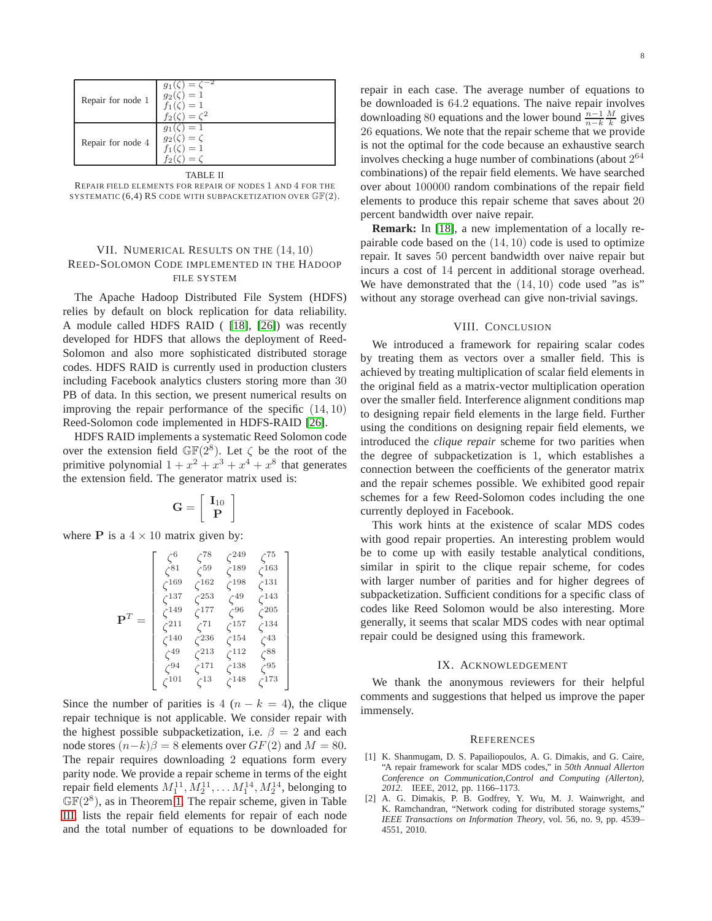| | |
|---|---|
| Repair for node 1 | $g_1(\zeta) = \zeta^{-2}$<br>$g_2(\zeta) = 1$<br>$f_1(\zeta) = 1$<br>$f_2(\zeta) = \zeta^2$ |
| Repair for node 4 | $g_1(\zeta) = 1$<br>$g_2(\zeta) = \zeta$<br>$f_1(\zeta) = 1$<br>$f_2(\zeta) = \zeta$ |

TABLE II
REPAIR FIELD ELEMENTS FOR REPAIR OF NODES 1 AND 4 FOR THE SYSTEMATIC (6,4) RS CODE WITH SUBPACKETIZATION OVER $\mathbb{GF}(2)$.

## VII. NUMERICAL RESULTS ON THE $(14, 10)$ REED-SOLOMON CODE IMPLEMENTED IN THE HADOOP FILE SYSTEM

The Apache Hadoop Distributed File System (HDFS) relies by default on block replication for data reliability. A module called HDFS RAID ( [18], [26]) was recently developed for HDFS that allows the deployment of Reed-Solomon and also more sophisticated distributed storage codes. HDFS RAID is currently used in production clusters including Facebook analytics clusters storing more than 30 PB of data. In this section, we present numerical results on improving the repair performance of the specific $(14, 10)$ Reed-Solomon code implemented in HDFS-RAID [26].

HDFS RAID implements a systematic Reed Solomon code over the extension field $\mathbb{GF}(2^8)$. Let $\zeta$ be the root of the primitive polynomial $1 + x^2 + x^3 + x^4 + x^8$ that generates the extension field. The generator matrix used is:

$$\mathbf{G} = \begin{bmatrix} \mathbf{I}_{10} \\ \mathbf{P} \end{bmatrix}$$

where $\mathbf{P}$ is a $4 \times 10$ matrix given by:

$$\mathbf{P}^T = \begin{bmatrix} \zeta^{6} & \zeta^{78} & \zeta^{249} & \zeta^{75} \\ \zeta^{81} & \zeta^{59} & \zeta^{189} & \zeta^{163} \\ \zeta^{169} & \zeta^{162} & \zeta^{198} & \zeta^{131} \\ \zeta^{137} & \zeta^{253} & \zeta^{49} & \zeta^{143} \\ \zeta^{149} & \zeta^{177} & \zeta^{96} & \zeta^{205} \\ \zeta^{211} & \zeta^{71} & \zeta^{157} & \zeta^{134} \\ \zeta^{140} & \zeta^{236} & \zeta^{154} & \zeta^{43} \\ \zeta^{49} & \zeta^{213} & \zeta^{112} & \zeta^{88} \\ \zeta^{94} & \zeta^{171} & \zeta^{138} & \zeta^{95} \\ \zeta^{101} & \zeta^{13} & \zeta^{148} & \zeta^{173} \end{bmatrix}$$

Since the number of parities is 4 ($n - k = 4$), the clique repair technique is not applicable. We consider repair with the highest possible subpacketization, i.e. $\beta = 2$ and each node stores $(n-k)\beta = 8$ elements over $GF(2)$ and $M = 80$. The repair requires downloading 2 equations form every parity node. We provide a repair scheme in terms of the eight repair field elements $M_1^{11}, M_2^{11}, \ldots M_1^{14}, M_2^{14}$, belonging to $\mathbb{GF}(2^8)$, as in Theorem 1. The repair scheme, given in Table III lists the repair field elements for repair of each node and the total number of equations to be downloaded for repair in each case. The average number of equations to be downloaded is $64.2$ equations. The naive repair involves downloading 80 equations and the lower bound $\frac{n-1}{n-k}\frac{M}{k}$ gives 26 equations. We note that the repair scheme that we provide is not the optimal for the code because an exhaustive search involves checking a huge number of combinations (about $2^{64}$ combinations) of the repair field elements. We have searched over about 100000 random combinations of the repair field elements to produce this repair scheme that saves about 20 percent bandwidth over naive repair.

**Remark:** In [18], a new implementation of a locally repairable code based on the $(14, 10)$ code is used to optimize repair. It saves 50 percent bandwidth over naive repair but incurs a cost of 14 percent in additional storage overhead. We have demonstrated that the $(14, 10)$ code used "as is" without any storage overhead can give non-trivial savings.

## VIII. CONCLUSION

We introduced a framework for repairing scalar codes by treating them as vectors over a smaller field. This is achieved by treating multiplication of scalar field elements in the original field as a matrix-vector multiplication operation over the smaller field. Interference alignment conditions map to designing repair field elements in the large field. Further using the conditions on designing repair field elements, we introduced the *clique repair* scheme for two parities when the degree of subpacketization is 1, which establishes a connection between the coefficients of the generator matrix and the repair schemes possible. We exhibited good repair schemes for a few Reed-Solomon codes including the one currently deployed in Facebook.

This work hints at the existence of scalar MDS codes with good repair properties. An interesting problem would be to come up with easily testable analytical conditions, similar in spirit to the clique repair scheme, for codes with larger number of parities and for higher degrees of subpacketization. Sufficient conditions for a specific class of codes like Reed Solomon would be also interesting. More generally, it seems that scalar MDS codes with near optimal repair could be designed using this framework.

## IX. ACKNOWLEDGEMENT

We thank the anonymous reviewers for their helpful comments and suggestions that helped us improve the paper immensely.

## REFERENCES

[1] K. Shanmugam, D. S. Papailiopoulos, A. G. Dimakis, and G. Caire, "A repair framework for scalar MDS codes," in *50th Annual Allerton Conference on Communication,Control and Computing (Allerton), 2012*. IEEE, 2012, pp. 1166–1173.

[2] A. G. Dimakis, P. B. Godfrey, Y. Wu, M. J. Wainwright, and K. Ramchandran, "Network coding for distributed storage systems," *IEEE Transactions on Information Theory*, vol. 56, no. 9, pp. 4539–4551, 2010.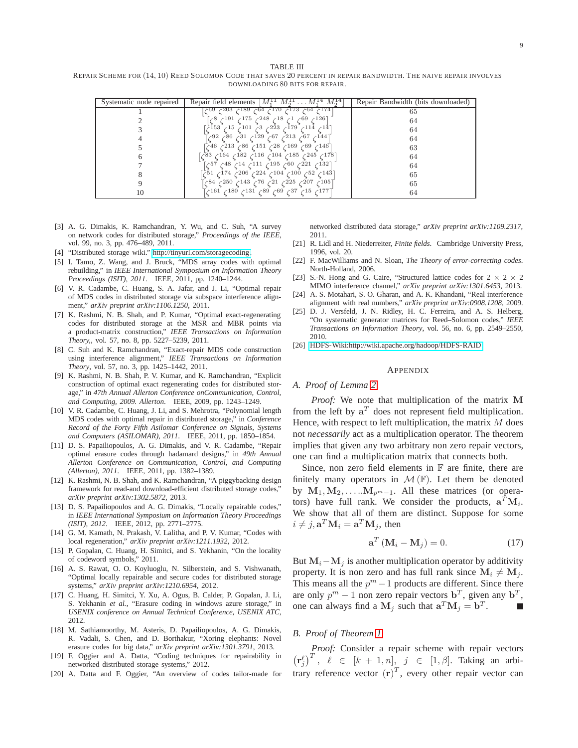TABLE III

REPAIR SCHEME FOR (14, 10) REED SOLOMON CODE THAT SAVES 20 PERCENT IN REPAIR BANDWIDTH. THE NAIVE REPAIR INVOLVES DOWNLOADING 80 BITS FOR REPAIR.

| Systematic node repaired | Repair field elements $[M_1^{11}\ M_2^{11} \ldots M_1^{14}\ M_2^{14}]$ | Repair Bandwidth (bits downloaded) |
|---|---|---|
| 1 | $[\zeta^{69}\ \zeta^{203}\ \zeta^{189}\ \zeta^{64}\ \zeta^{170}\ \zeta^{173}\ \zeta^{64}\ \zeta^{174}]$ | 65 |
| 2 | $[\zeta^{8}\ \zeta^{191}\ \zeta^{175}\ \zeta^{248}\ \zeta^{18}\ \zeta^{1}\ \zeta^{69}\ \zeta^{126}]$ | 64 |
| 3 | $[\zeta^{153}\ \zeta^{15}\ \zeta^{101}\ \zeta^{3}\ \zeta^{223}\ \zeta^{179}\ \zeta^{114}\ \zeta^{14}]$ | 64 |
| 4 | $[\zeta^{92}\ \zeta^{86}\ \zeta^{31}\ \zeta^{129}\ \zeta^{67}\ \zeta^{213}\ \zeta^{67}\ \zeta^{144}]$ | 64 |
| 5 | $[\zeta^{46}\ \zeta^{213}\ \zeta^{86}\ \zeta^{151}\ \zeta^{28}\ \zeta^{169}\ \zeta^{69}\ \zeta^{146}]$ | 63 |
| 6 | $[\zeta^{83}\ \zeta^{164}\ \zeta^{182}\ \zeta^{116}\ \zeta^{104}\ \zeta^{185}\ \zeta^{245}\ \zeta^{178}]$ | 64 |
| 7 | $[\zeta^{57}\ \zeta^{48}\ \zeta^{14}\ \zeta^{111}\ \zeta^{195}\ \zeta^{60}\ \zeta^{221}\ \zeta^{132}]$ | 64 |
| 8 | $[\zeta^{51}\ \zeta^{174}\ \zeta^{206}\ \zeta^{224}\ \zeta^{104}\ \zeta^{100}\ \zeta^{52}\ \zeta^{143}]$ | 65 |
| 9 | $[\zeta^{84}\ \zeta^{250}\ \zeta^{143}\ \zeta^{76}\ \zeta^{21}\ \zeta^{225}\ \zeta^{207}\ \zeta^{105}]$ | 65 |
| 10 | $[\zeta^{161}\ \zeta^{180}\ \zeta^{131}\ \zeta^{89}\ \zeta^{69}\ \zeta^{37}\ \zeta^{15}\ \zeta^{177}]$ | 64 |

[3] A. G. Dimakis, K. Ramchandran, Y. Wu, and C. Suh, "A survey on network codes for distributed storage," *Proceedings of the IEEE*, vol. 99, no. 3, pp. 476–489, 2011.

[4] "Distributed storage wiki." http://tinyurl.com/storagecoding

[5] I. Tamo, Z. Wang, and J. Bruck, "MDS array codes with optimal rebuilding," in *IEEE International Symposium on Information Theory Proceedings (ISIT), 2011*. IEEE, 2011, pp. 1240–1244.

[6] V. R. Cadambe, C. Huang, S. A. Jafar, and J. Li, "Optimal repair of MDS codes in distributed storage via subspace interference alignment," *arXiv preprint arXiv:1106.1250*, 2011.

[7] K. Rashmi, N. B. Shah, and P. Kumar, "Optimal exact-regenerating codes for distributed storage at the MSR and MBR points via a product-matrix construction," *IEEE Transactions on Information Theory,*, vol. 57, no. 8, pp. 5227–5239, 2011.

[8] C. Suh and K. Ramchandran, "Exact-repair MDS code construction using interference alignment," *IEEE Transactions on Information Theory*, vol. 57, no. 3, pp. 1425–1442, 2011.

[9] K. Rashmi, N. B. Shah, P. V. Kumar, and K. Ramchandran, "Explicit construction of optimal exact regenerating codes for distributed storage," in *47th Annual Allerton Conference onCommunication, Control, and Computing, 2009. Allerton*. IEEE, 2009, pp. 1243–1249.

[10] V. R. Cadambe, C. Huang, J. Li, and S. Mehrotra, "Polynomial length MDS codes with optimal repair in distributed storage," in *Conference Record of the Forty Fifth Asilomar Conference on Signals, Systems and Computers (ASILOMAR), 2011*. IEEE, 2011, pp. 1850–1854.

[11] D. S. Papailiopoulos, A. G. Dimakis, and V. R. Cadambe, "Repair optimal erasure codes through hadamard designs," in *49th Annual Allerton Conference on Communication, Control, and Computing (Allerton), 2011*. IEEE, 2011, pp. 1382–1389.

[12] K. Rashmi, N. B. Shah, and K. Ramchandran, "A piggybacking design framework for read-and download-efficient distributed storage codes," *arXiv preprint arXiv:1302.5872*, 2013.

[13] D. S. Papailiopoulos and A. G. Dimakis, "Locally repairable codes," in *IEEE International Symposium on Information Theory Proceedings (ISIT), 2012*. IEEE, 2012, pp. 2771–2775.

[14] G. M. Kamath, N. Prakash, V. Lalitha, and P. V. Kumar, "Codes with local regeneration," *arXiv preprint arXiv:1211.1932*, 2012.

[15] P. Gopalan, C. Huang, H. Simitci, and S. Yekhanin, "On the locality of codeword symbols," 2011.

[16] A. S. Rawat, O. O. Koyluoglu, N. Silberstein, and S. Vishwanath, "Optimal locally repairable and secure codes for distributed storage systems," *arXiv preprint arXiv:1210.6954*, 2012.

[17] C. Huang, H. Simitci, Y. Xu, A. Ogus, B. Calder, P. Gopalan, J. Li, S. Yekhanin *et al.*, "Erasure coding in windows azure storage," in *USENIX conference on Annual Technical Conference, USENIX ATC*, 2012.

[18] M. Sathiamoorthy, M. Asteris, D. Papailiopoulos, A. G. Dimakis, R. Vadali, S. Chen, and D. Borthakur, "Xoring elephants: Novel erasure codes for big data," *arXiv preprint arXiv:1301.3791*, 2013.

[19] F. Oggier and A. Datta, "Coding techniques for repairability in networked distributed storage systems," 2012.

[20] A. Datta and F. Oggier, "An overview of codes tailor-made for networked distributed data storage," *arXiv preprint arXiv:1109.2317*, 2011.

[21] R. Lidl and H. Niederreiter, *Finite fields*. Cambridge University Press, 1996, vol. 20.

[22] F. MacWilliams and N. Sloan, *The Theory of error-correcting codes*. North-Holland, 2006.

[23] S.-N. Hong and G. Caire, "Structured lattice codes for 2 × 2 × 2 MIMO interference channel," *arXiv preprint arXiv:1301.6453*, 2013.

[24] A. S. Motahari, S. O. Gharan, and A. K. Khandani, "Real interference alignment with real numbers," *arXiv preprint arXiv:0908.1208*, 2009.

[25] D. J. Versfeld, J. N. Ridley, H. C. Ferreira, and A. S. Helberg, "On systematic generator matrices for Reed–Solomon codes," *IEEE Transactions on Information Theory*, vol. 56, no. 6, pp. 2549–2550, 2010.

[26] HDFS-Wiki:http://wiki.apache.org/hadoop/HDFS-RAID

## APPENDIX

### A. Proof of Lemma 2

*Proof:* We note that multiplication of the matrix $\mathbf{M}$ from the left by $\mathbf{a}^T$ does not represent field multiplication. Hence, with respect to left multiplication, the matrix $M$ does not *necessarily* act as a multiplication operator. The theorem implies that given any two arbitrary non zero repair vectors, one can find a multiplication matrix that connects both.

Since, non zero field elements in $\mathbb{F}$ are finite, there are finitely many operators in $\mathcal{M}(\mathbb{F})$. Let them be denoted by $\mathbf{M}_1, \mathbf{M}_2, \ldots . . \mathbf{M}_{p^m-1}$. All these matrices (or operators) have full rank. We consider the products, $\mathbf{a}^T\mathbf{M}_i$. We show that all of them are distinct. Suppose for some $i \neq j, \mathbf{a}^T\mathbf{M}_i = \mathbf{a}^T\mathbf{M}_j$, then

$$\mathbf{a}^T(\mathbf{M}_i - \mathbf{M}_j) = 0. \tag{17}$$

But $\mathbf{M}_i - \mathbf{M}_j$ is another multiplication operator by additivity property. It is non zero and has full rank since $\mathbf{M}_i \neq \mathbf{M}_j$. This means all the $p^m - 1$ products are different. Since there are only $p^m - 1$ non zero repair vectors $\mathbf{b}^T$, given any $\mathbf{b}^T$, one can always find a $\mathbf{M}_j$ such that $\mathbf{a}^T\mathbf{M}_j = \mathbf{b}^T$. ∎

### B. Proof of Theorem 1

*Proof:* Consider a repair scheme with repair vectors $\left(\mathbf{r}_j^{\ell}\right)^T$, $\ell \in [k+1, n]$, $j \in [1, \beta]$. Taking an arbitrary reference vector $(\mathbf{r})^T$, every other repair vector can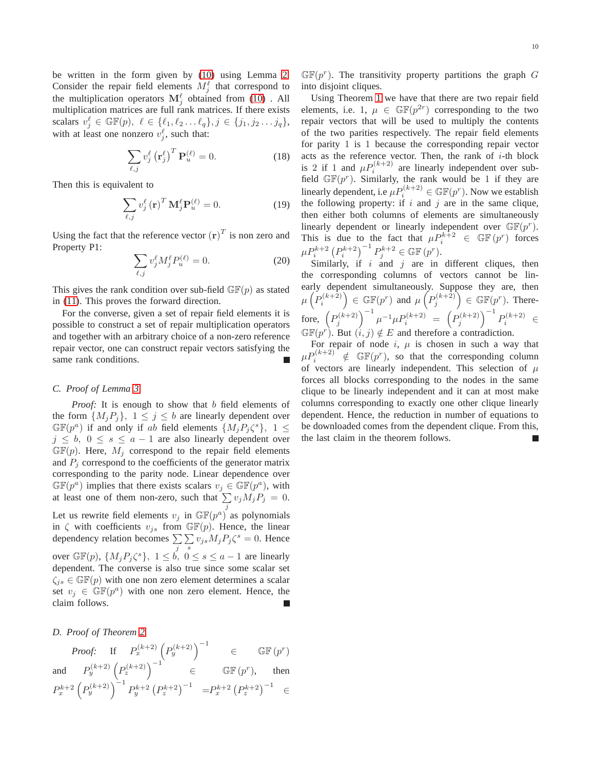be written in the form given by (10) using Lemma 2. Consider the repair field elements $M_j^\ell$ that correspond to the multiplication operators $\mathbf{M}_j^\ell$ obtained from (10) . All multiplication matrices are full rank matrices. If there exists scalars $v_j^\ell \in \mathbb{GF}(p),\ \ell \in \{\ell_1, \ell_2 \ldots \ell_q\}, j \in \{j_1, j_2 \ldots j_q\}$, with at least one nonzero $v_j^\ell$, such that:

$$\sum_{\ell,j} v_j^\ell \left(\mathbf{r}_j^\ell\right)^T \mathbf{P}_u^{(\ell)} = 0. \tag{18}$$

Then this is equivalent to

$$\sum_{\ell,j} v_j^\ell \left(\mathbf{r}\right)^T \mathbf{M}_j^\ell \mathbf{P}_u^{(\ell)} = 0. \tag{19}$$

Using the fact that the reference vector $(\mathbf{r})^T$ is non zero and Property P1:

$$\sum_{\ell,j} v_j^\ell M_j^\ell P_u^{(\ell)} = 0. \tag{20}$$

This gives the rank condition over sub-field $\mathbb{GF}(p)$ as stated in (11). This proves the forward direction.

For the converse, given a set of repair field elements it is possible to construct a set of repair multiplication operators and together with an arbitrary choice of a non-zero reference repair vector, one can construct repair vectors satisfying the same rank conditions. ∎

### C. Proof of Lemma 3

*Proof:* It is enough to show that $b$ field elements of the form $\{M_j P_j\},\ 1 \le j \le b$ are linearly dependent over $\mathbb{GF}(p^a)$ if and only if $ab$ field elements $\{M_j P_j \zeta^s\},\ 1 \le j \le b,\ 0 \le s \le a-1$ are also linearly dependent over $\mathbb{GF}(p)$. Here, $M_j$ correspond to the repair field elements and $P_j$ correspond to the coefficients of the generator matrix corresponding to the parity node. Linear dependence over $\mathbb{GF}(p^a)$ implies that there exists scalars $v_j \in \mathbb{GF}(p^a)$, with at least one of them non-zero, such that $\sum_j v_j M_j P_j = 0$. Let us rewrite field elements $v_j$ in $\mathbb{GF}(p^a)$ as polynomials in $\zeta$ with coefficients $v_{js}$ from $\mathbb{GF}(p)$. Hence, the linear dependency relation becomes $\sum_j \sum_s v_{js} M_j P_j \zeta^s = 0$. Hence over $\mathbb{GF}(p)$, $\{M_j P_j \zeta^s\},\ 1 \le b,\ 0 \le s \le a-1$ are linearly dependent. The converse is also true since some scalar set $\zeta_{js} \in \mathbb{GF}(p)$ with one non zero element determines a scalar set $v_j \in \mathbb{GF}(p^a)$ with one non zero element. Hence, the claim follows. ∎

### D. Proof of Theorem 2

*Proof:* If $P_x^{(k+2)} \left(P_y^{(k+2)}\right)^{-1} \in \mathbb{GF}(p^r)$ and $P_y^{(k+2)} \left(P_z^{(k+2)}\right)^{-1} \in \mathbb{GF}(p^r)$, then $P_x^{k+2} \left(P_y^{(k+2)}\right)^{-1} P_y^{k+2} \left(P_z^{k+2}\right)^{-1} = P_x^{k+2} \left(P_z^{k+2}\right)^{-1} \in \mathbb{GF}(p^r)$. The transitivity property partitions the graph $G$ into disjoint cliques.

Using Theorem 1 we have that there are two repair field elements, i.e. $1,\ \mu \in \mathbb{GF}(p^{2r})$ corresponding to the two repair vectors that will be used to multiply the contents of the two parities respectively. The repair field elements for parity 1 is 1 because the corresponding repair vector acts as the reference vector. Then, the rank of $i$-th block is 2 if 1 and $\mu P_i^{(k+2)}$ are linearly independent over sub-field $\mathbb{GF}(p^r)$. Similarly, the rank would be 1 if they are linearly dependent, i.e $\mu P_i^{(k+2)} \in \mathbb{GF}(p^r)$. Now we establish the following property: if $i$ and $j$ are in the same clique, then either both columns of elements are simultaneously linearly dependent or linearly independent over $\mathbb{GF}(p^r)$. This is due to the fact that $\mu P_i^{k+2} \in \mathbb{GF}(p^r)$ forces $\mu P_i^{k+2} \left(P_i^{k+2}\right)^{-1} P_j^{k+2} \in \mathbb{GF}(p^r)$.

Similarly, if $i$ and $j$ are in different cliques, then the corresponding columns of vectors cannot be linearly dependent simultaneously. Suppose they are, then $\mu \left(P_i^{(k+2)}\right) \in \mathbb{GF}(p^r)$ and $\mu \left(P_j^{(k+2)}\right) \in \mathbb{GF}(p^r)$. Therefore, $\left(P_j^{(k+2)}\right)^{-1} \mu^{-1} \mu P_i^{(k+2)} = \left(P_j^{(k+2)}\right)^{-1} P_i^{(k+2)} \in \mathbb{GF}(p^r)$. But $(i,j) \notin E$ and therefore a contradiction.

For repair of node $i$, $\mu$ is chosen in such a way that $\mu P_i^{(k+2)} \notin \mathbb{GF}(p^r)$, so that the corresponding column of vectors are linearly independent. This selection of $\mu$ forces all blocks corresponding to the nodes in the same clique to be linearly independent and it can at most make columns corresponding to exactly one other clique linearly dependent. Hence, the reduction in number of equations to be downloaded comes from the dependent clique. From this, the last claim in the theorem follows. ∎